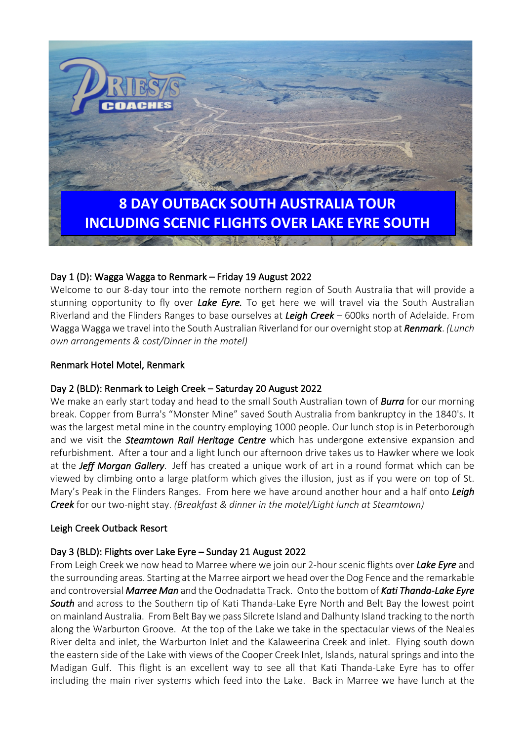# 8 DAY OUTBACK SOUTH AUSTRALIA TOUR INCLUDING SCENIC FLIGHTS OVER LAKE EYRE SOUTH

### Day 1 (D): Wagga Wagga to Renmark – Friday 19 August 2022

Welcome to our 8-day tour into the remote northern region of South Australia that will provide a stunning opportunity to fly over ***Lake Eyre.*** To get here we will travel via the South Australian Riverland and the Flinders Ranges to base ourselves at ***Leigh Creek*** – 600ks north of Adelaide. From Wagga Wagga we travel into the South Australian Riverland for our overnight stop at ***Renmark***. *(Lunch own arrangements & cost/Dinner in the motel)*

Renmark Hotel Motel, Renmark

### Day 2 (BLD): Renmark to Leigh Creek – Saturday 20 August 2022

We make an early start today and head to the small South Australian town of ***Burra*** for our morning break. Copper from Burra's "Monster Mine" saved South Australia from bankruptcy in the 1840's. It was the largest metal mine in the country employing 1000 people. Our lunch stop is in Peterborough and we visit the ***Steamtown Rail Heritage Centre*** which has undergone extensive expansion and refurbishment. After a tour and a light lunch our afternoon drive takes us to Hawker where we look at the ***Jeff Morgan Gallery***. Jeff has created a unique work of art in a round format which can be viewed by climbing onto a large platform which gives the illusion, just as if you were on top of St. Mary's Peak in the Flinders Ranges. From here we have around another hour and a half onto ***Leigh Creek*** for our two-night stay. *(Breakfast & dinner in the motel/Light lunch at Steamtown)*

Leigh Creek Outback Resort

### Day 3 (BLD): Flights over Lake Eyre – Sunday 21 August 2022

From Leigh Creek we now head to Marree where we join our 2-hour scenic flights over ***Lake Eyre*** and the surrounding areas. Starting at the Marree airport we head over the Dog Fence and the remarkable and controversial ***Marree Man*** and the Oodnadatta Track. Onto the bottom of ***Kati Thanda-Lake Eyre South*** and across to the Southern tip of Kati Thanda-Lake Eyre North and Belt Bay the lowest point on mainland Australia. From Belt Bay we pass Silcrete Island and Dalhunty Island tracking to the north along the Warburton Groove. At the top of the Lake we take in the spectacular views of the Neales River delta and inlet, the Warburton Inlet and the Kalaweerina Creek and inlet. Flying south down the eastern side of the Lake with views of the Cooper Creek Inlet, Islands, natural springs and into the Madigan Gulf. This flight is an excellent way to see all that Kati Thanda-Lake Eyre has to offer including the main river systems which feed into the Lake. Back in Marree we have lunch at the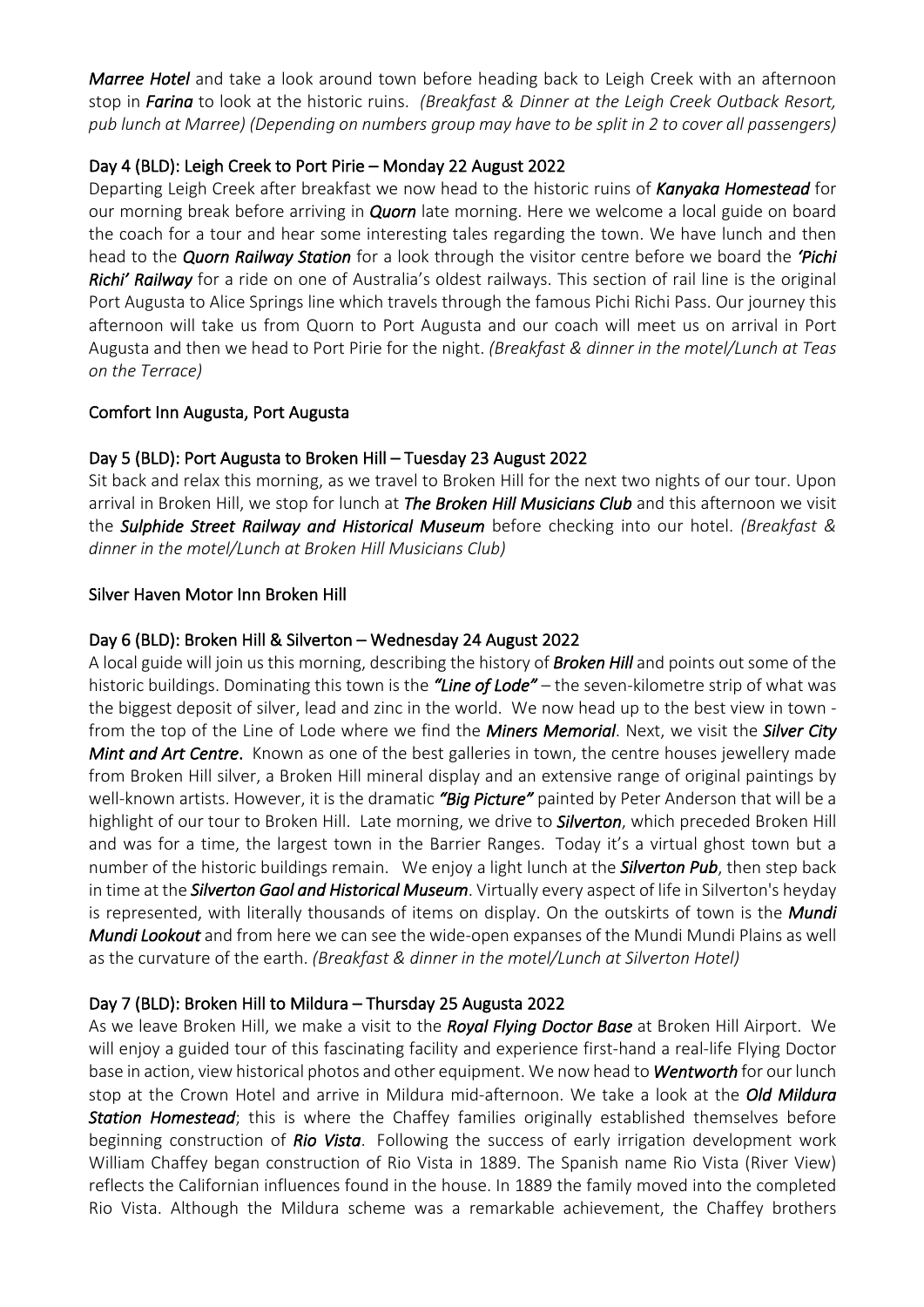***Marree Hotel*** and take a look around town before heading back to Leigh Creek with an afternoon stop in ***Farina*** to look at the historic ruins. *(Breakfast & Dinner at the Leigh Creek Outback Resort, pub lunch at Marree) (Depending on numbers group may have to be split in 2 to cover all passengers)*

Day 4 (BLD): Leigh Creek to Port Pirie – Monday 22 August 2022

Departing Leigh Creek after breakfast we now head to the historic ruins of ***Kanyaka Homestead*** for our morning break before arriving in ***Quorn*** late morning. Here we welcome a local guide on board the coach for a tour and hear some interesting tales regarding the town. We have lunch and then head to the ***Quorn Railway Station*** for a look through the visitor centre before we board the ***'Pichi Richi' Railway*** for a ride on one of Australia's oldest railways. This section of rail line is the original Port Augusta to Alice Springs line which travels through the famous Pichi Richi Pass. Our journey this afternoon will take us from Quorn to Port Augusta and our coach will meet us on arrival in Port Augusta and then we head to Port Pirie for the night. *(Breakfast & dinner in the motel/Lunch at Teas on the Terrace)*

Comfort Inn Augusta, Port Augusta

Day 5 (BLD): Port Augusta to Broken Hill – Tuesday 23 August 2022

Sit back and relax this morning, as we travel to Broken Hill for the next two nights of our tour. Upon arrival in Broken Hill, we stop for lunch at ***The Broken Hill Musicians Club*** and this afternoon we visit the ***Sulphide Street Railway and Historical Museum*** before checking into our hotel. *(Breakfast & dinner in the motel/Lunch at Broken Hill Musicians Club)*

Silver Haven Motor Inn Broken Hill

Day 6 (BLD): Broken Hill & Silverton – Wednesday 24 August 2022

A local guide will join us this morning, describing the history of ***Broken Hill*** and points out some of the historic buildings. Dominating this town is the ***"Line of Lode"*** – the seven-kilometre strip of what was the biggest deposit of silver, lead and zinc in the world. We now head up to the best view in town - from the top of the Line of Lode where we find the ***Miners Memorial***. Next, we visit the ***Silver City Mint and Art Centre***. Known as one of the best galleries in town, the centre houses jewellery made from Broken Hill silver, a Broken Hill mineral display and an extensive range of original paintings by well-known artists. However, it is the dramatic ***"Big Picture"*** painted by Peter Anderson that will be a highlight of our tour to Broken Hill. Late morning, we drive to ***Silverton***, which preceded Broken Hill and was for a time, the largest town in the Barrier Ranges. Today it's a virtual ghost town but a number of the historic buildings remain. We enjoy a light lunch at the ***Silverton Pub***, then step back in time at the ***Silverton Gaol and Historical Museum***. Virtually every aspect of life in Silverton's heyday is represented, with literally thousands of items on display. On the outskirts of town is the ***Mundi Mundi Lookout*** and from here we can see the wide-open expanses of the Mundi Mundi Plains as well as the curvature of the earth. *(Breakfast & dinner in the motel/Lunch at Silverton Hotel)*

Day 7 (BLD): Broken Hill to Mildura – Thursday 25 Augusta 2022

As we leave Broken Hill, we make a visit to the ***Royal Flying Doctor Base*** at Broken Hill Airport. We will enjoy a guided tour of this fascinating facility and experience first-hand a real-life Flying Doctor base in action, view historical photos and other equipment. We now head to ***Wentworth*** for our lunch stop at the Crown Hotel and arrive in Mildura mid-afternoon. We take a look at the ***Old Mildura Station Homestead***; this is where the Chaffey families originally established themselves before beginning construction of ***Rio Vista***. Following the success of early irrigation development work William Chaffey began construction of Rio Vista in 1889. The Spanish name Rio Vista (River View) reflects the Californian influences found in the house. In 1889 the family moved into the completed Rio Vista. Although the Mildura scheme was a remarkable achievement, the Chaffey brothers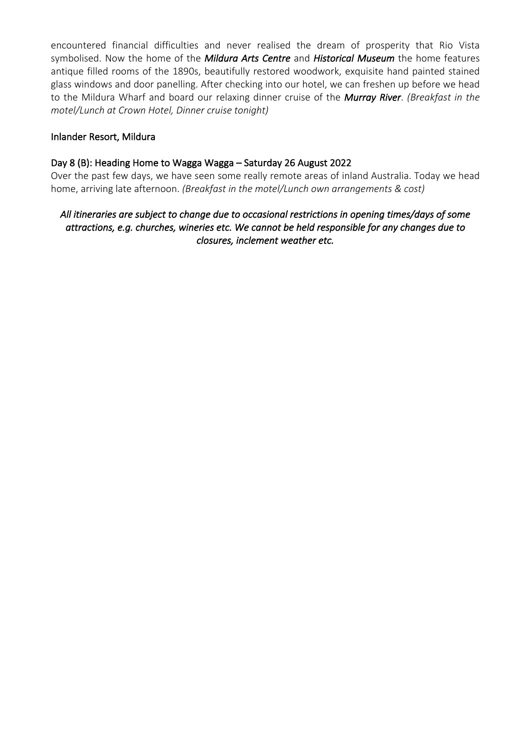encountered financial difficulties and never realised the dream of prosperity that Rio Vista symbolised. Now the home of the ***Mildura Arts Centre*** and ***Historical Museum*** the home features antique filled rooms of the 1890s, beautifully restored woodwork, exquisite hand painted stained glass windows and door panelling. After checking into our hotel, we can freshen up before we head to the Mildura Wharf and board our relaxing dinner cruise of the ***Murray River***. *(Breakfast in the motel/Lunch at Crown Hotel, Dinner cruise tonight)*

Inlander Resort, Mildura

Day 8 (B): Heading Home to Wagga Wagga – Saturday 26 August 2022

Over the past few days, we have seen some really remote areas of inland Australia. Today we head home, arriving late afternoon. *(Breakfast in the motel/Lunch own arrangements & cost)*

*All itineraries are subject to change due to occasional restrictions in opening times/days of some attractions, e.g. churches, wineries etc. We cannot be held responsible for any changes due to closures, inclement weather etc.*